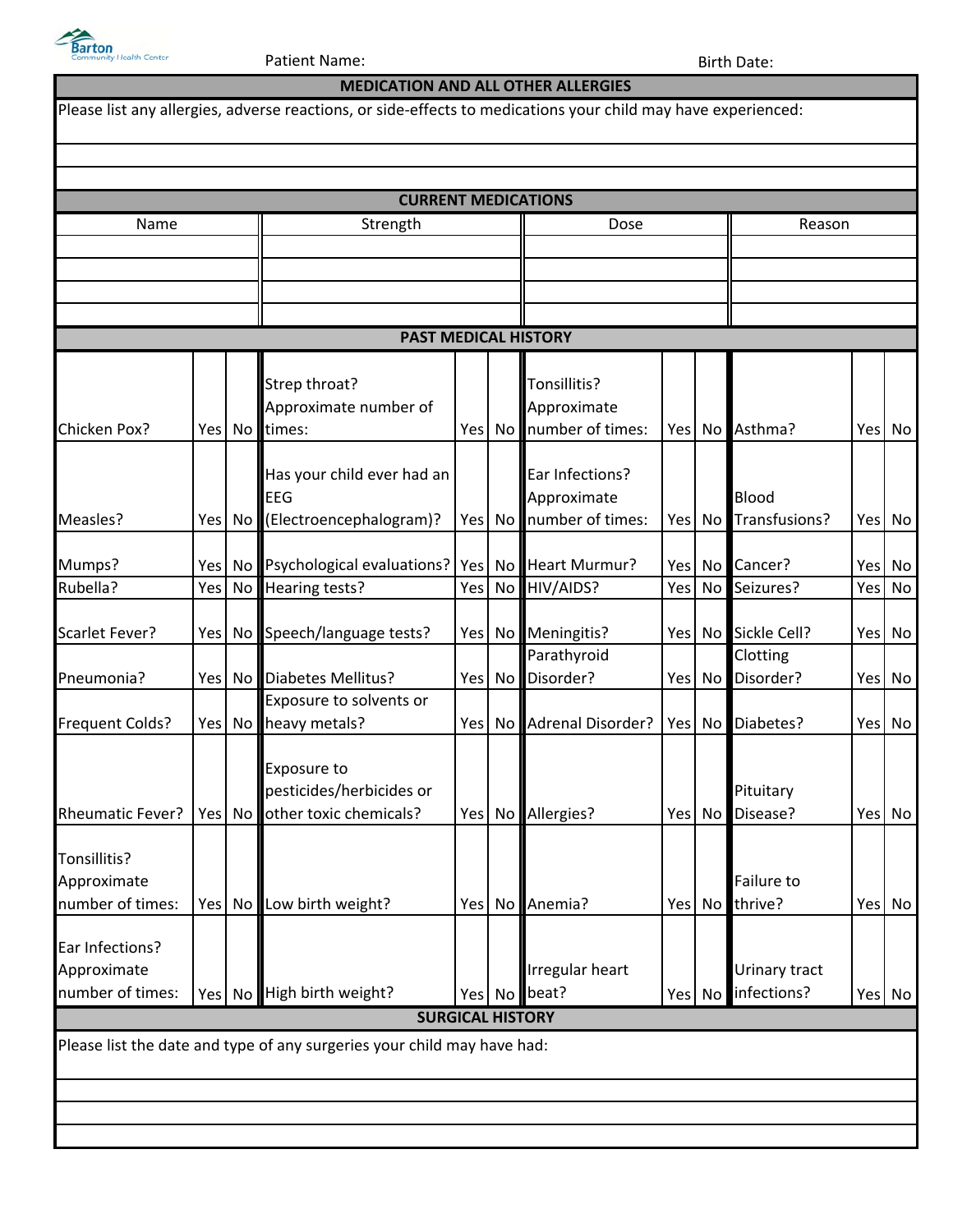Barton Community Health Center

Patient Name: Birth Date:

## MEDICATION AND ALL OTHER ALLERGIES

Please list any allergies, adverse reactions, or side-effects to medications your child may have experienced:

## CURRENT MEDICATIONS

| Name | Strength | Dose | Reason |
|---|---|---|---|
| | | | |
| | | | |
| | | | |
| | | | |

## PAST MEDICAL HISTORY

| | | | | | | | | | | | |
|---|---|---|---|---|---|---|---|---|---|---|---|
| Chicken Pox? | Yes | No | Strep throat? Approximate number of times: | Yes | No | Tonsillitis? Approximate number of times: | Yes | No | Asthma? | Yes | No |
| Measles? | Yes | No | Has your child ever had an EEG (Electroencephalogram)? | Yes | No | Ear Infections? Approximate number of times: | Yes | No | Blood Transfusions? | Yes | No |
| Mumps? | Yes | No | Psychological evaluations? | Yes | No | Heart Murmur? | Yes | No | Cancer? | Yes | No |
| Rubella? | Yes | No | Hearing tests? | Yes | No | HIV/AIDS? | Yes | No | Seizures? | Yes | No |
| Scarlet Fever? | Yes | No | Speech/language tests? | Yes | No | Meningitis? | Yes | No | Sickle Cell? | Yes | No |
| Pneumonia? | Yes | No | Diabetes Mellitus? | Yes | No | Parathyroid Disorder? | Yes | No | Clotting Disorder? | Yes | No |
| Frequent Colds? | Yes | No | Exposure to solvents or heavy metals? | Yes | No | Adrenal Disorder? | Yes | No | Diabetes? | Yes | No |
| Rheumatic Fever? | Yes | No | Exposure to pesticides/herbicides or other toxic chemicals? | Yes | No | Allergies? | Yes | No | Pituitary Disease? | Yes | No |
| Tonsillitis? Approximate number of times: | Yes | No | Low birth weight? | Yes | No | Anemia? | Yes | No | Failure to thrive? | Yes | No |
| Ear Infections? Approximate number of times: | Yes | No | High birth weight? | Yes | No | Irregular heart beat? | Yes | No | Urinary tract infections? | Yes | No |

## SURGICAL HISTORY

Please list the date and type of any surgeries your child may have had: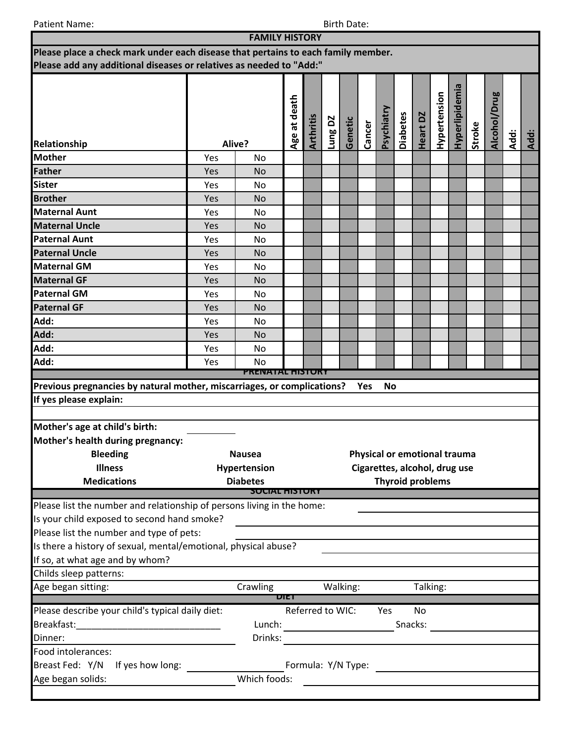Patient Name: Birth Date:

## FAMILY HISTORY

**Please place a check mark under each disease that pertains to each family member.**
**Please add any additional diseases or relatives as needed to "Add:"**

| Relationship | Alive? | | Age at death | Arthritis | Lung DZ | Genetic | Cancer | Psychiatry | Diabetes | Heart DZ | Hypertension | Hyperlipidemia | Stroke | Alcohol/Drug | Add: | Add: |
|---|---|---|---|---|---|---|---|---|---|---|---|---|---|---|---|---|
| **Mother** | Yes | No | | | | | | | | | | | | | | |
| **Father** | Yes | No | | | | | | | | | | | | | | |
| **Sister** | Yes | No | | | | | | | | | | | | | | |
| **Brother** | Yes | No | | | | | | | | | | | | | | |
| **Maternal Aunt** | Yes | No | | | | | | | | | | | | | | |
| **Maternal Uncle** | Yes | No | | | | | | | | | | | | | | |
| **Paternal Aunt** | Yes | No | | | | | | | | | | | | | | |
| **Paternal Uncle** | Yes | No | | | | | | | | | | | | | | |
| **Maternal GM** | Yes | No | | | | | | | | | | | | | | |
| **Maternal GF** | Yes | No | | | | | | | | | | | | | | |
| **Paternal GM** | Yes | No | | | | | | | | | | | | | | |
| **Paternal GF** | Yes | No | | | | | | | | | | | | | | |
| **Add:** | Yes | No | | | | | | | | | | | | | | |
| **Add:** | Yes | No | | | | | | | | | | | | | | |
| **Add:** | Yes | No | | | | | | | | | | | | | | |
| **Add:** | Yes | No | | | | | | | | | | | | | | |

## PRENATAL HISTORY

**Previous pregnancies by natural mother, miscarriages, or complications?** **Yes** **No**

**If yes please explain:**

**Mother's age at child's birth:** __________

**Mother's health during pregnancy:**

| | | |
|---|---|---|
| **Bleeding** | **Nausea** | **Physical or emotional trauma** |
| **Illness** | **Hypertension** | **Cigarettes, alcohol, drug use** |
| **Medications** | **Diabetes** | **Thyroid problems** |

## SOCIAL HISTORY

Please list the number and relationship of persons living in the home: ____________________

Is your child exposed to second hand smoke? ____________________

Please list the number and type of pets: ____________________

Is there a history of sexual, mental/emotional, physical abuse? ____________________

If so, at what age and by whom?

Childs sleep patterns:

Age began sitting: Crawling Walking: Talking:

## DIET

Please describe your child's typical daily diet: Referred to WIC: Yes No

Breakfast:____________________________ Lunch: ____________________ Snacks: ____________________

Dinner: ____________________ Drinks: ____________________

Food intolerances:

Breast Fed: Y/N If yes how long: ____________________ Formula: Y/N Type: ____________________

Age began solids: ____________________ Which foods: ____________________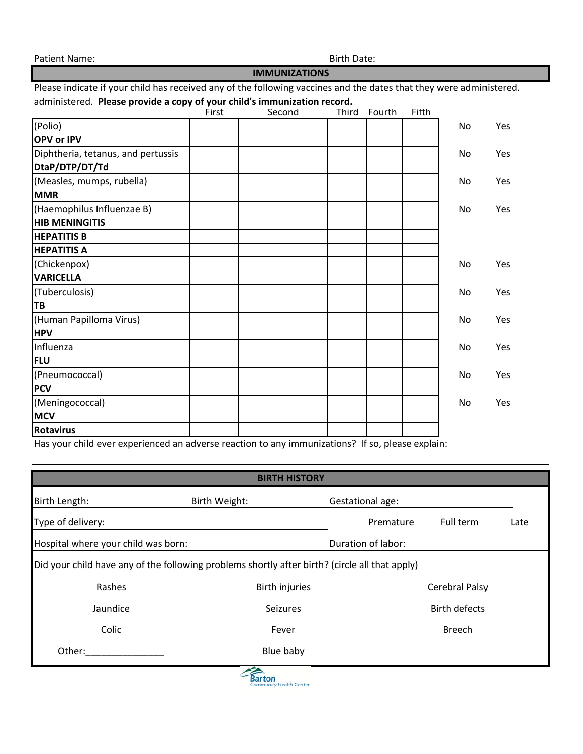Patient Name: Birth Date:

## IMMUNIZATIONS

Please indicate if your child has received any of the following vaccines and the dates that they were administered. administered. **Please provide a copy of your child's immunization record.**

| | First | Second | Third | Fourth | Fifth | | |
|---|---|---|---|---|---|---|---|
| (Polio) **OPV or IPV** | | | | | | No | Yes |
| Diphtheria, tetanus, and pertussis **DtaP/DTP/DT/Td** | | | | | | No | Yes |
| (Measles, mumps, rubella) **MMR** | | | | | | No | Yes |
| (Haemophilus Influenzae B) **HIB MENINGITIS** | | | | | | No | Yes |
| **HEPATITIS B** | | | | | | | |
| **HEPATITIS A** | | | | | | | |
| (Chickenpox) **VARICELLA** | | | | | | No | Yes |
| (Tuberculosis) **TB** | | | | | | No | Yes |
| (Human Papilloma Virus) **HPV** | | | | | | No | Yes |
| Influenza **FLU** | | | | | | No | Yes |
| (Pneumococcal) **PCV** | | | | | | No | Yes |
| (Meningococcal) **MCV** | | | | | | No | Yes |
| **Rotavirus** | | | | | | | |

Has your child ever experienced an adverse reaction to any immunizations? If so, please explain:

## BIRTH HISTORY

Birth Length: Birth Weight: Gestational age:

Type of delivery: Premature Full term Late

Hospital where your child was born: Duration of labor:

Did your child have any of the following problems shortly after birth? (circle all that apply)

| | | |
|---|---|---|
| Rashes | Birth injuries | Cerebral Palsy |
| Jaundice | Seizures | Birth defects |
| Colic | Fever | Breech |
| Other:_______________ | Blue baby | |

Barton Community Health Center